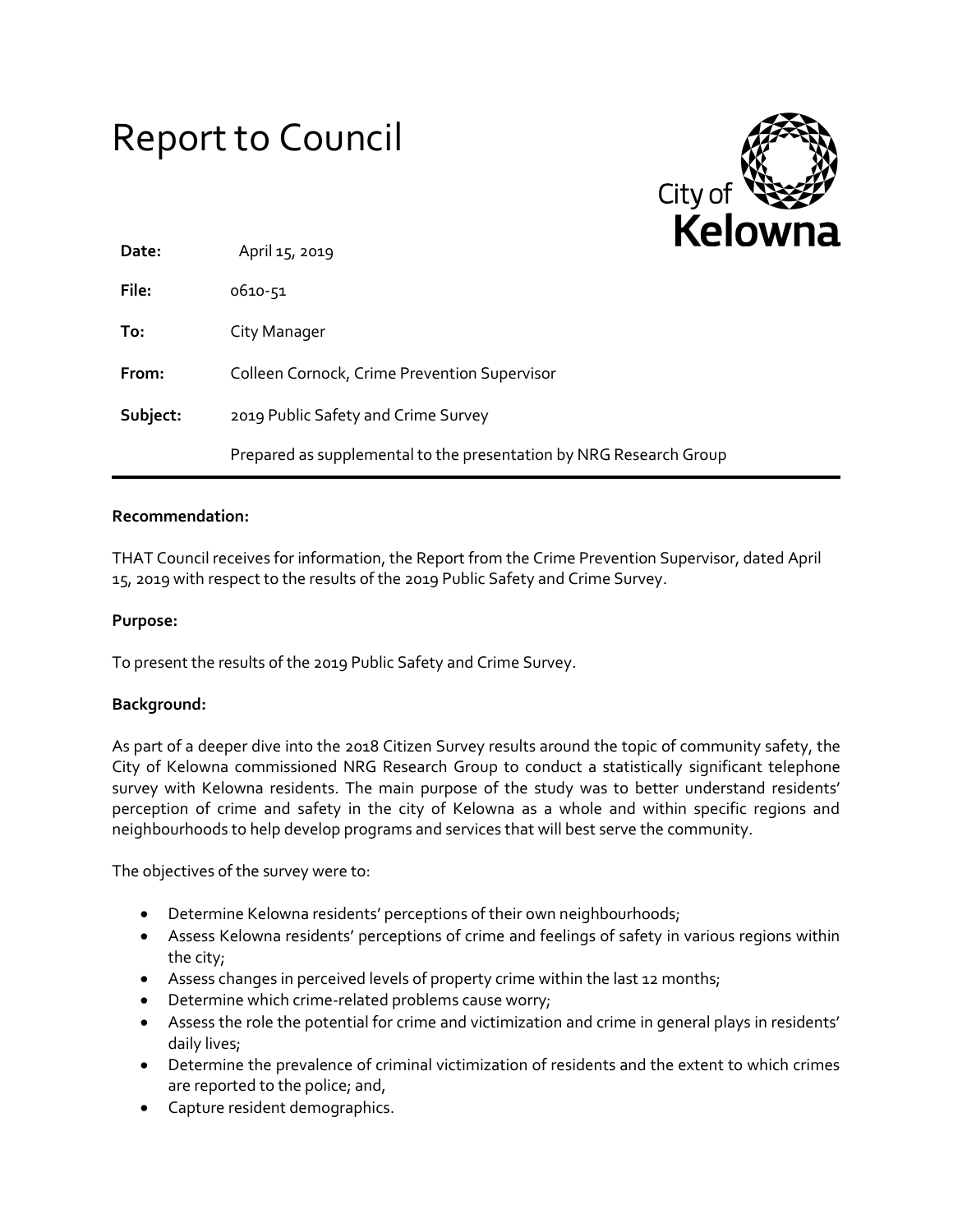# Report to Council

City of Kelowna

| | |
|---|---|
| **Date:** | April 15, 2019 |
| **File:** | 0610-51 |
| **To:** | City Manager |
| **From:** | Colleen Cornock, Crime Prevention Supervisor |
| **Subject:** | 2019 Public Safety and Crime Survey |
| | Prepared as supplemental to the presentation by NRG Research Group |

**Recommendation:**

THAT Council receives for information, the Report from the Crime Prevention Supervisor, dated April 15, 2019 with respect to the results of the 2019 Public Safety and Crime Survey.

**Purpose:**

To present the results of the 2019 Public Safety and Crime Survey.

**Background:**

As part of a deeper dive into the 2018 Citizen Survey results around the topic of community safety, the City of Kelowna commissioned NRG Research Group to conduct a statistically significant telephone survey with Kelowna residents. The main purpose of the study was to better understand residents' perception of crime and safety in the city of Kelowna as a whole and within specific regions and neighbourhoods to help develop programs and services that will best serve the community.

The objectives of the survey were to:

- Determine Kelowna residents' perceptions of their own neighbourhoods;
- Assess Kelowna residents' perceptions of crime and feelings of safety in various regions within the city;
- Assess changes in perceived levels of property crime within the last 12 months;
- Determine which crime-related problems cause worry;
- Assess the role the potential for crime and victimization and crime in general plays in residents' daily lives;
- Determine the prevalence of criminal victimization of residents and the extent to which crimes are reported to the police; and,
- Capture resident demographics.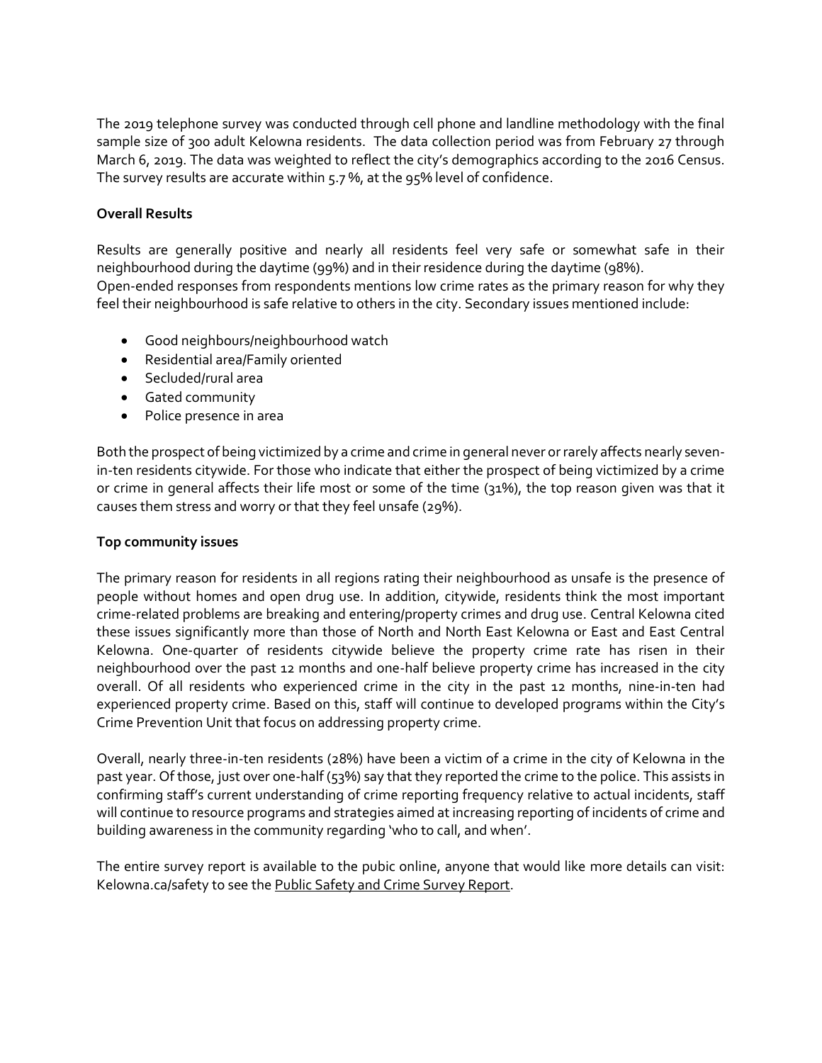The 2019 telephone survey was conducted through cell phone and landline methodology with the final sample size of 300 adult Kelowna residents. The data collection period was from February 27 through March 6, 2019. The data was weighted to reflect the city's demographics according to the 2016 Census. The survey results are accurate within 5.7 %, at the 95% level of confidence.

**Overall Results**

Results are generally positive and nearly all residents feel very safe or somewhat safe in their neighbourhood during the daytime (99%) and in their residence during the daytime (98%).
Open-ended responses from respondents mentions low crime rates as the primary reason for why they feel their neighbourhood is safe relative to others in the city. Secondary issues mentioned include:

- Good neighbours/neighbourhood watch
- Residential area/Family oriented
- Secluded/rural area
- Gated community
- Police presence in area

Both the prospect of being victimized by a crime and crime in general never or rarely affects nearly seven-in-ten residents citywide. For those who indicate that either the prospect of being victimized by a crime or crime in general affects their life most or some of the time (31%), the top reason given was that it causes them stress and worry or that they feel unsafe (29%).

**Top community issues**

The primary reason for residents in all regions rating their neighbourhood as unsafe is the presence of people without homes and open drug use. In addition, citywide, residents think the most important crime-related problems are breaking and entering/property crimes and drug use. Central Kelowna cited these issues significantly more than those of North and North East Kelowna or East and East Central Kelowna. One-quarter of residents citywide believe the property crime rate has risen in their neighbourhood over the past 12 months and one-half believe property crime has increased in the city overall. Of all residents who experienced crime in the city in the past 12 months, nine-in-ten had experienced property crime. Based on this, staff will continue to developed programs within the City's Crime Prevention Unit that focus on addressing property crime.

Overall, nearly three-in-ten residents (28%) have been a victim of a crime in the city of Kelowna in the past year. Of those, just over one-half (53%) say that they reported the crime to the police. This assists in confirming staff's current understanding of crime reporting frequency relative to actual incidents, staff will continue to resource programs and strategies aimed at increasing reporting of incidents of crime and building awareness in the community regarding 'who to call, and when'.

The entire survey report is available to the pubic online, anyone that would like more details can visit: Kelowna.ca/safety to see the Public Safety and Crime Survey Report.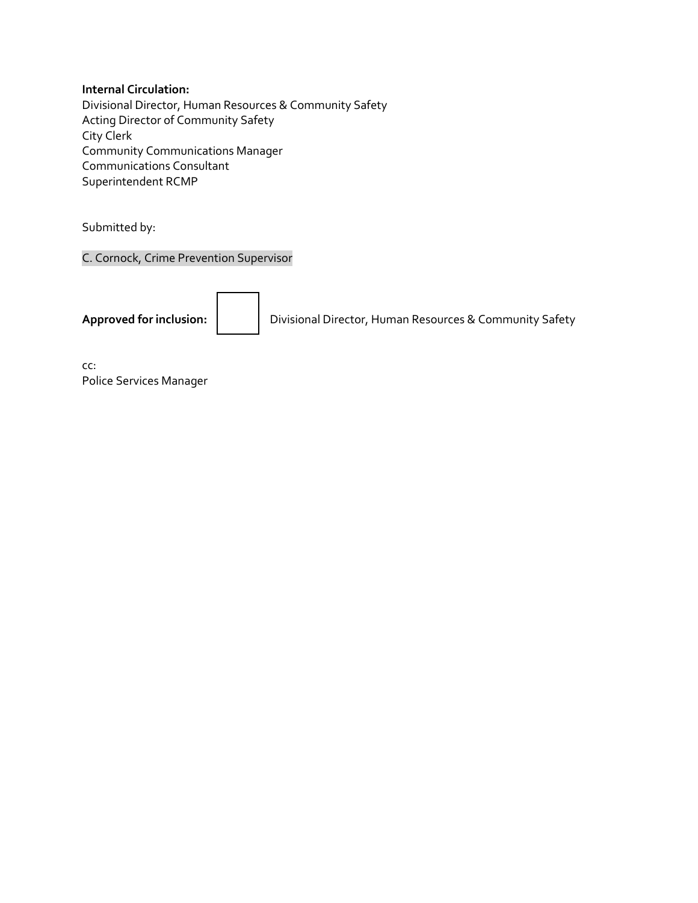**Internal Circulation:**
Divisional Director, Human Resources & Community Safety
Acting Director of Community Safety
City Clerk
Community Communications Manager
Communications Consultant
Superintendent RCMP

Submitted by:

C. Cornock, Crime Prevention Supervisor

**Approved for inclusion:** Divisional Director, Human Resources & Community Safety

cc:
Police Services Manager